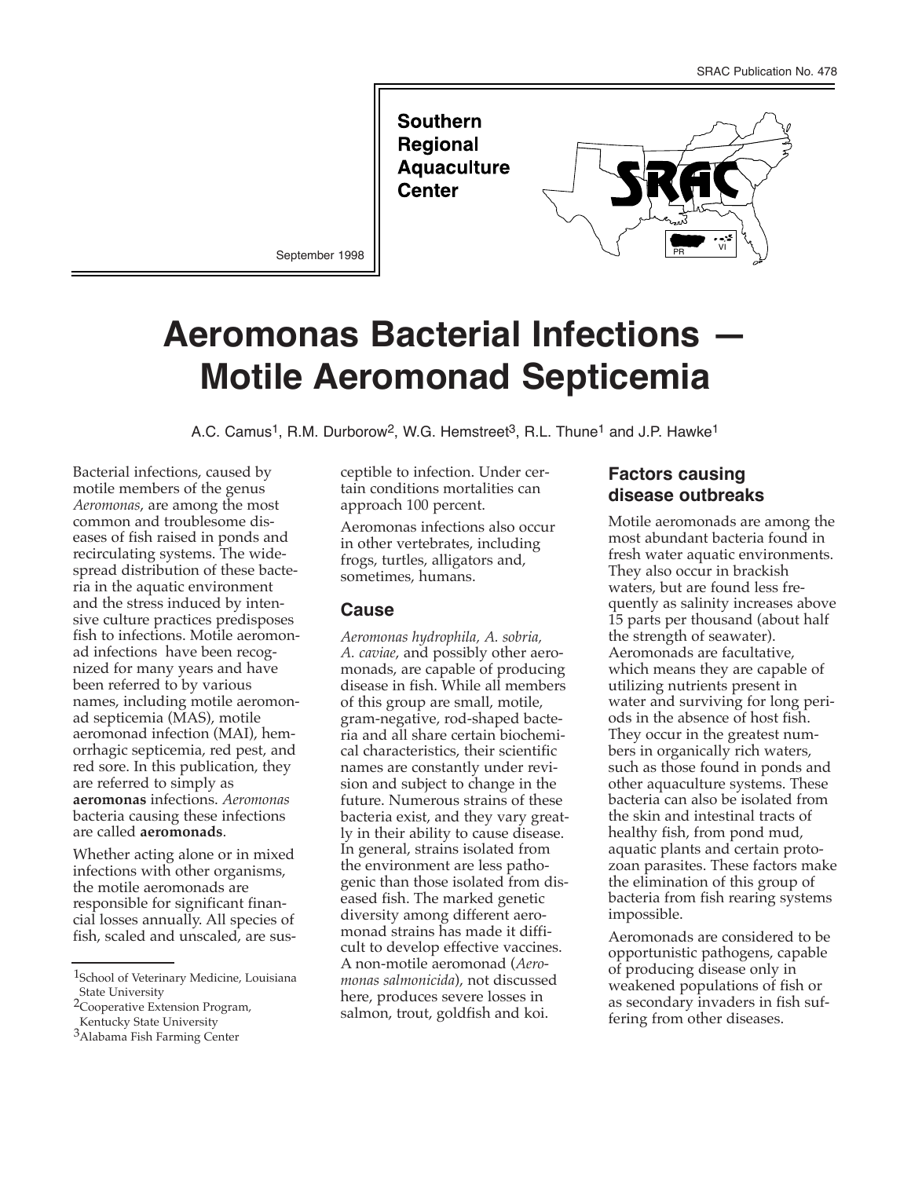SRAC Publication No. 478

**Southern Regional Aquaculture Center**

September 1998

# Aeromonas Bacterial Infections — Motile Aeromonad Septicemia

A.C. Camus[1], R.M. Durborow[2], W.G. Hemstreet[3], R.L. Thune[1] and J.P. Hawke[1]

Bacterial infections, caused by motile members of the genus *Aeromonas*, are among the most common and troublesome diseases of fish raised in ponds and recirculating systems. The widespread distribution of these bacteria in the aquatic environment and the stress induced by intensive culture practices predisposes fish to infections. Motile aeromonad infections have been recognized for many years and have been referred to by various names, including motile aeromonad septicemia (MAS), motile aeromonad infection (MAI), hemorrhagic septicemia, red pest, and red sore. In this publication, they are referred to simply as **aeromonas** infections. *Aeromonas* bacteria causing these infections are called **aeromonads**.

Whether acting alone or in mixed infections with other organisms, the motile aeromonads are responsible for significant financial losses annually. All species of fish, scaled and unscaled, are susceptible to infection. Under certain conditions mortalities can approach 100 percent.

Aeromonas infections also occur in other vertebrates, including frogs, turtles, alligators and, sometimes, humans.

## Cause

*Aeromonas hydrophila, A. sobria, A. caviae*, and possibly other aeromonads, are capable of producing disease in fish. While all members of this group are small, motile, gram-negative, rod-shaped bacteria and all share certain biochemical characteristics, their scientific names are constantly under revision and subject to change in the future. Numerous strains of these bacteria exist, and they vary greatly in their ability to cause disease. In general, strains isolated from the environment are less pathogenic than those isolated from diseased fish. The marked genetic diversity among different aeromonad strains has made it difficult to develop effective vaccines. A non-motile aeromonad (*Aeromonas salmonicida*), not discussed here, produces severe losses in salmon, trout, goldfish and koi.

## Factors causing disease outbreaks

Motile aeromonads are among the most abundant bacteria found in fresh water aquatic environments. They also occur in brackish waters, but are found less frequently as salinity increases above 15 parts per thousand (about half the strength of seawater). Aeromonads are facultative, which means they are capable of utilizing nutrients present in water and surviving for long periods in the absence of host fish. They occur in the greatest numbers in organically rich waters, such as those found in ponds and other aquaculture systems. These bacteria can also be isolated from the skin and intestinal tracts of healthy fish, from pond mud, aquatic plants and certain protozoan parasites. These factors make the elimination of this group of bacteria from fish rearing systems impossible.

Aeromonads are considered to be opportunistic pathogens, capable of producing disease only in weakened populations of fish or as secondary invaders in fish suffering from other diseases.

[1]School of Veterinary Medicine, Louisiana State University

[2]Cooperative Extension Program, Kentucky State University

[3]Alabama Fish Farming Center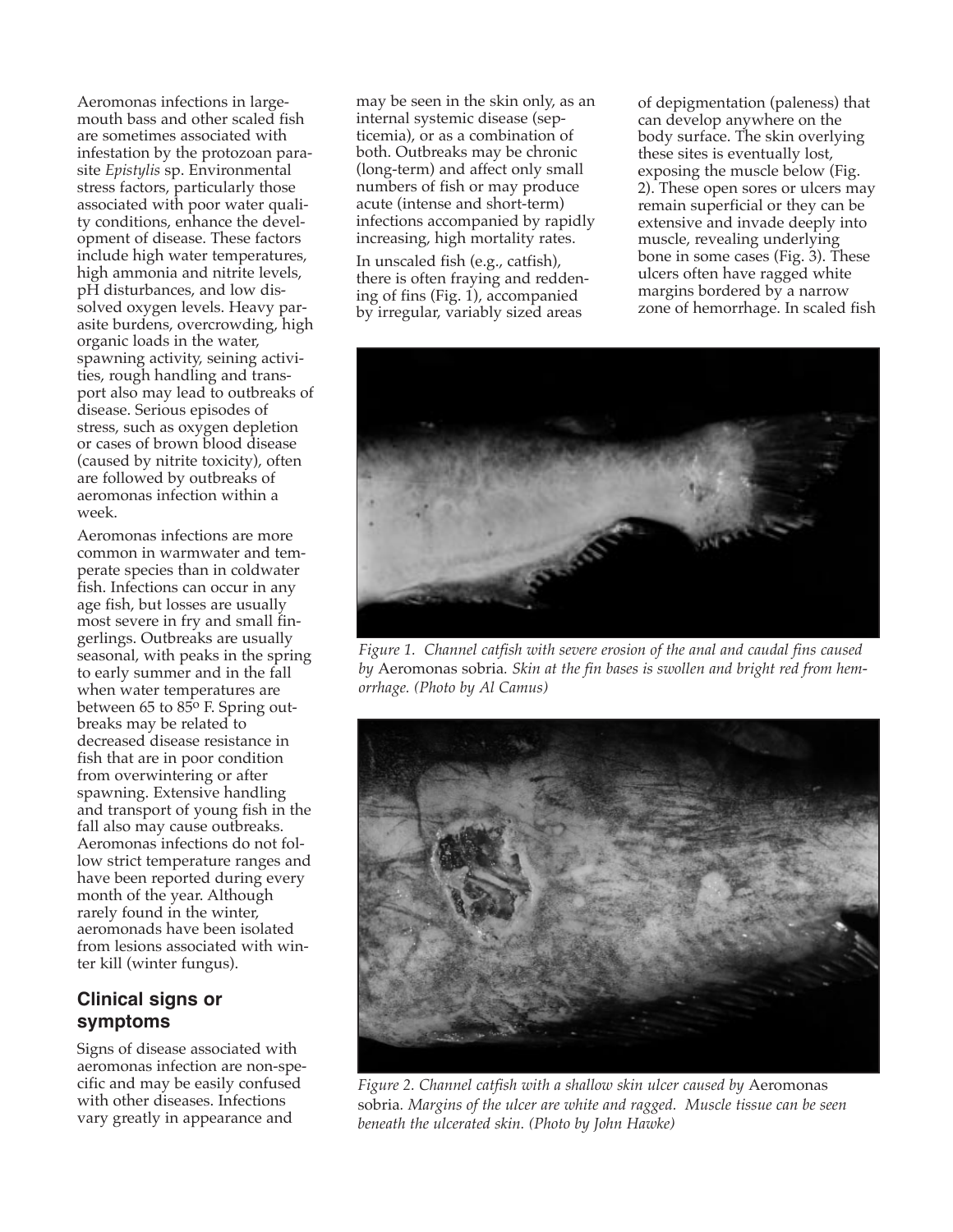Aeromonas infections in largemouth bass and other scaled fish are sometimes associated with infestation by the protozoan parasite *Epistylis* sp. Environmental stress factors, particularly those associated with poor water quality conditions, enhance the development of disease. These factors include high water temperatures, high ammonia and nitrite levels, pH disturbances, and low dissolved oxygen levels. Heavy parasite burdens, overcrowding, high organic loads in the water, spawning activity, seining activities, rough handling and transport also may lead to outbreaks of disease. Serious episodes of stress, such as oxygen depletion or cases of brown blood disease (caused by nitrite toxicity), often are followed by outbreaks of aeromonas infection within a week.

Aeromonas infections are more common in warmwater and temperate species than in coldwater fish. Infections can occur in any age fish, but losses are usually most severe in fry and small fingerlings. Outbreaks are usually seasonal, with peaks in the spring to early summer and in the fall when water temperatures are between 65 to 85º F. Spring outbreaks may be related to decreased disease resistance in fish that are in poor condition from overwintering or after spawning. Extensive handling and transport of young fish in the fall also may cause outbreaks. Aeromonas infections do not follow strict temperature ranges and have been reported during every month of the year. Although rarely found in the winter, aeromonads have been isolated from lesions associated with winter kill (winter fungus).

## Clinical signs or symptoms

Signs of disease associated with aeromonas infection are non-specific and may be easily confused with other diseases. Infections vary greatly in appearance and may be seen in the skin only, as an internal systemic disease (septicemia), or as a combination of both. Outbreaks may be chronic (long-term) and affect only small numbers of fish or may produce acute (intense and short-term) infections accompanied by rapidly increasing, high mortality rates.

In unscaled fish (e.g., catfish), there is often fraying and reddening of fins (Fig. 1), accompanied by irregular, variably sized areas of depigmentation (paleness) that can develop anywhere on the body surface. The skin overlying these sites is eventually lost, exposing the muscle below (Fig. 2). These open sores or ulcers may remain superficial or they can be extensive and invade deeply into muscle, revealing underlying bone in some cases (Fig. 3). These ulcers often have ragged white margins bordered by a narrow zone of hemorrhage. In scaled fish

*Figure 1. Channel catfish with severe erosion of the anal and caudal fins caused by* Aeromonas sobria*. Skin at the fin bases is swollen and bright red from hemorrhage. (Photo by Al Camus)*

*Figure 2. Channel catfish with a shallow skin ulcer caused by* Aeromonas sobria*. Margins of the ulcer are white and ragged. Muscle tissue can be seen beneath the ulcerated skin. (Photo by John Hawke)*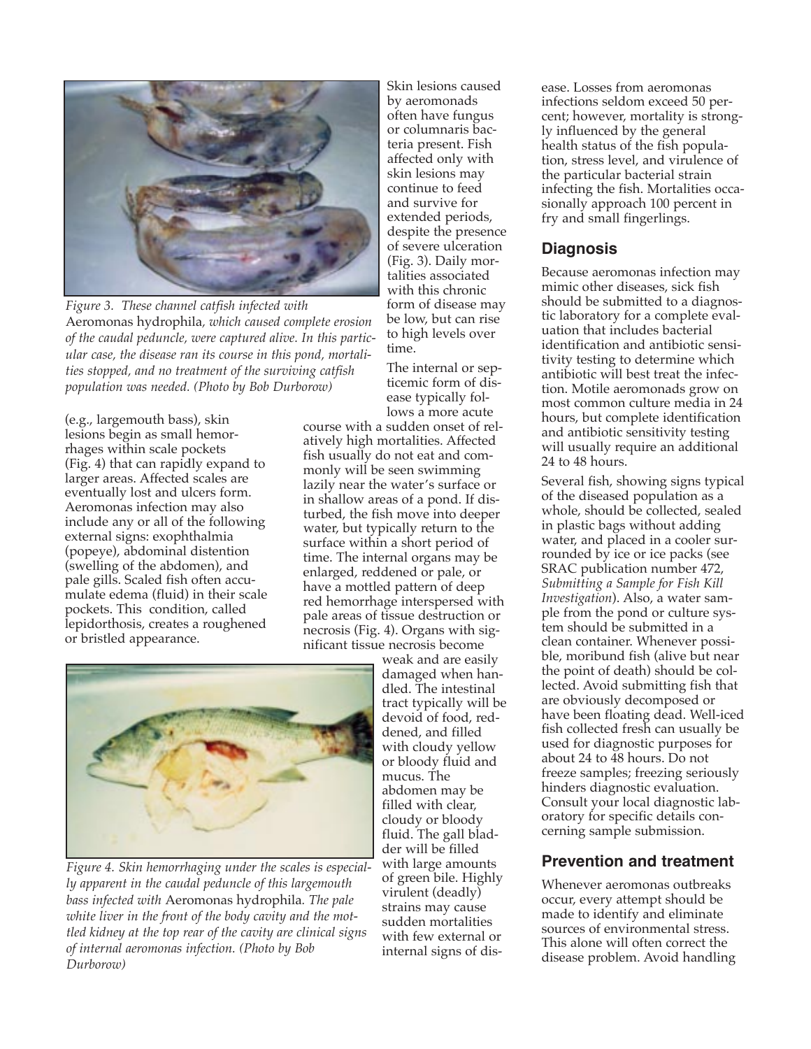*Figure 3. These channel catfish infected with* Aeromonas hydrophila*, which caused complete erosion of the caudal peduncle, were captured alive. In this particular case, the disease ran its course in this pond, mortalities stopped, and no treatment of the surviving catfish population was needed. (Photo by Bob Durborow)*

(e.g., largemouth bass), skin lesions begin as small hemorrhages within scale pockets (Fig. 4) that can rapidly expand to larger areas. Affected scales are eventually lost and ulcers form. Aeromonas infection may also include any or all of the following external signs: exophthalmia (popeye), abdominal distention (swelling of the abdomen), and pale gills. Scaled fish often accumulate edema (fluid) in their scale pockets. This condition, called lepidorthosis, creates a roughened or bristled appearance.

*Figure 4. Skin hemorrhaging under the scales is especially apparent in the caudal peduncle of this largemouth bass infected with* Aeromonas hydrophila*. The pale white liver in the front of the body cavity and the mottled kidney at the top rear of the cavity are clinical signs of internal aeromonas infection. (Photo by Bob Durborow)*

Skin lesions caused by aeromonads often have fungus or columnaris bacteria present. Fish affected only with skin lesions may continue to feed and survive for extended periods, despite the presence of severe ulceration (Fig. 3). Daily mortalities associated with this chronic form of disease may be low, but can rise to high levels over time.

The internal or septicemic form of disease typically follows a more acute course with a sudden onset of relatively high mortalities. Affected fish usually do not eat and commonly will be seen swimming lazily near the water's surface or in shallow areas of a pond. If disturbed, the fish move into deeper water, but typically return to the surface within a short period of time. The internal organs may be enlarged, reddened or pale, or have a mottled pattern of deep red hemorrhage interspersed with pale areas of tissue destruction or necrosis (Fig. 4). Organs with significant tissue necrosis become weak and are easily damaged when handled. The intestinal tract typically will be devoid of food, reddened, and filled with cloudy yellow or bloody fluid and mucus. The abdomen may be filled with clear, cloudy or bloody fluid. The gall bladder will be filled with large amounts of green bile. Highly virulent (deadly) strains may cause sudden mortalities with few external or internal signs of disease. Losses from aeromonas infections seldom exceed 50 percent; however, mortality is strongly influenced by the general health status of the fish population, stress level, and virulence of the particular bacterial strain infecting the fish. Mortalities occasionally approach 100 percent in fry and small fingerlings.

## Diagnosis

Because aeromonas infection may mimic other diseases, sick fish should be submitted to a diagnostic laboratory for a complete evaluation that includes bacterial identification and antibiotic sensitivity testing to determine which antibiotic will best treat the infection. Motile aeromonads grow on most common culture media in 24 hours, but complete identification and antibiotic sensitivity testing will usually require an additional 24 to 48 hours.

Several fish, showing signs typical of the diseased population as a whole, should be collected, sealed in plastic bags without adding water, and placed in a cooler surrounded by ice or ice packs (see SRAC publication number 472, *Submitting a Sample for Fish Kill Investigation*). Also, a water sample from the pond or culture system should be submitted in a clean container. Whenever possible, moribund fish (alive but near the point of death) should be collected. Avoid submitting fish that are obviously decomposed or have been floating dead. Well-iced fish collected fresh can usually be used for diagnostic purposes for about 24 to 48 hours. Do not freeze samples; freezing seriously hinders diagnostic evaluation. Consult your local diagnostic laboratory for specific details concerning sample submission.

## Prevention and treatment

Whenever aeromonas outbreaks occur, every attempt should be made to identify and eliminate sources of environmental stress. This alone will often correct the disease problem. Avoid handling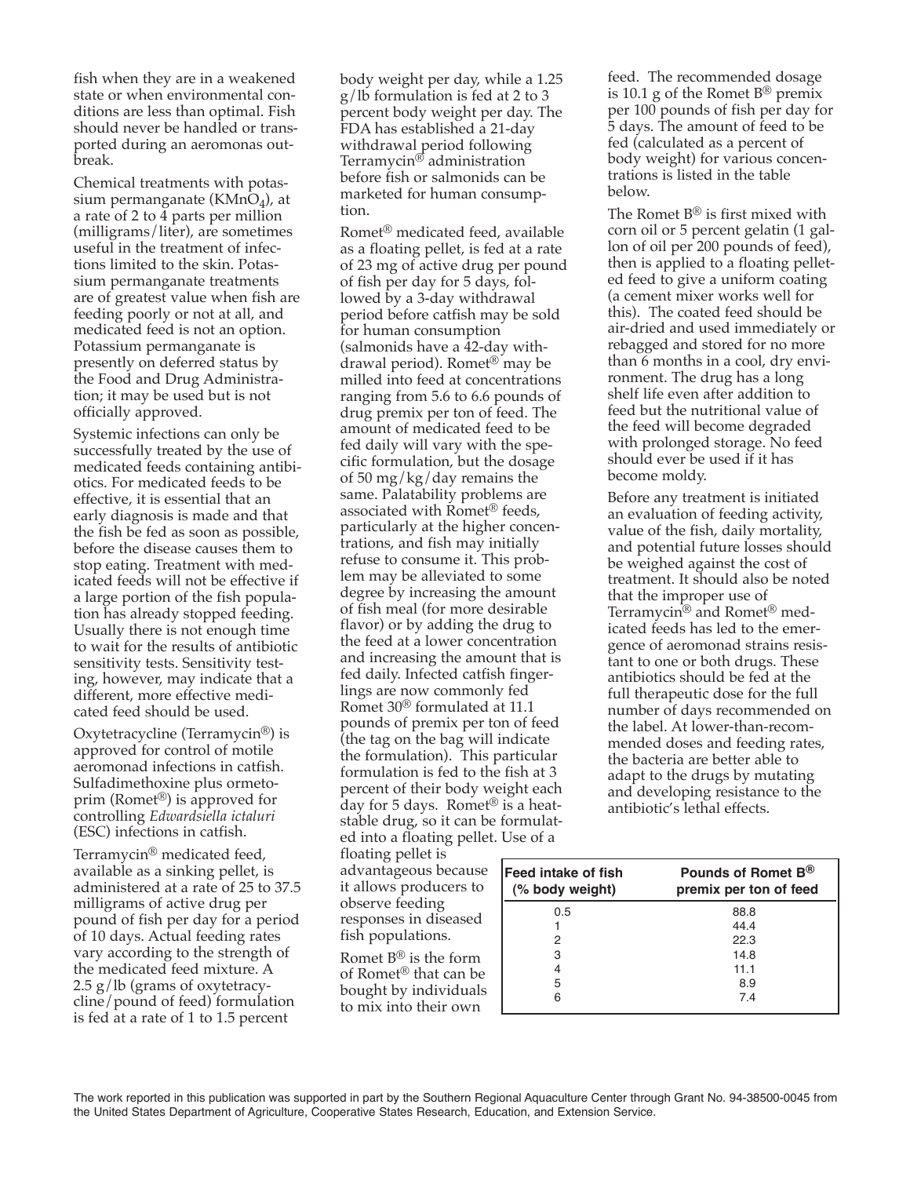fish when they are in a weakened state or when environmental conditions are less than optimal. Fish should never be handled or transported during an aeromonas outbreak.

Chemical treatments with potassium permanganate ($KMnO_4$), at a rate of 2 to 4 parts per million (milligrams/liter), are sometimes useful in the treatment of infections limited to the skin. Potassium permanganate treatments are of greatest value when fish are feeding poorly or not at all, and medicated feed is not an option. Potassium permanganate is presently on deferred status by the Food and Drug Administration; it may be used but is not officially approved.

Systemic infections can only be successfully treated by the use of medicated feeds containing antibiotics. For medicated feeds to be effective, it is essential that an early diagnosis is made and that the fish be fed as soon as possible, before the disease causes them to stop eating. Treatment with medicated feeds will not be effective if a large portion of the fish population has already stopped feeding. Usually there is not enough time to wait for the results of antibiotic sensitivity tests. Sensitivity testing, however, may indicate that a different, more effective medicated feed should be used.

Oxytetracycline (Terramycin®) is approved for control of motile aeromonad infections in catfish. Sulfadimethoxine plus ormetoprim (Romet®) is approved for controlling *Edwardsiella ictaluri* (ESC) infections in catfish.

Terramycin® medicated feed, available as a sinking pellet, is administered at a rate of 25 to 37.5 milligrams of active drug per pound of fish per day for a period of 10 days. Actual feeding rates vary according to the strength of the medicated feed mixture. A 2.5 g/lb (grams of oxytetracycline/pound of feed) formulation is fed at a rate of 1 to 1.5 percent body weight per day, while a 1.25 g/lb formulation is fed at 2 to 3 percent body weight per day. The FDA has established a 21-day withdrawal period following Terramycin® administration before fish or salmonids can be marketed for human consumption.

Romet® medicated feed, available as a floating pellet, is fed at a rate of 23 mg of active drug per pound of fish per day for 5 days, followed by a 3-day withdrawal period before catfish may be sold for human consumption (salmonids have a 42-day withdrawal period). Romet® may be milled into feed at concentrations ranging from 5.6 to 6.6 pounds of drug premix per ton of feed. The amount of medicated feed to be fed daily will vary with the specific formulation, but the dosage of 50 mg/kg/day remains the same. Palatability problems are associated with Romet® feeds, particularly at the higher concentrations, and fish may initially refuse to consume it. This problem may be alleviated to some degree by increasing the amount of fish meal (for more desirable flavor) or by adding the drug to the feed at a lower concentration and increasing the amount that is fed daily. Infected catfish fingerlings are now commonly fed Romet 30® formulated at 11.1 pounds of premix per ton of feed (the tag on the bag will indicate the formulation). This particular formulation is fed to the fish at 3 percent of their body weight each day for 5 days. Romet® is a heat-stable drug, so it can be formulated into a floating pellet. Use of a floating pellet is advantageous because it allows producers to observe feeding responses in diseased fish populations.

Romet B® is the form of Romet® that can be bought by individuals to mix into their own feed. The recommended dosage is 10.1 g of the Romet B® premix per 100 pounds of fish per day for 5 days. The amount of feed to be fed (calculated as a percent of body weight) for various concentrations is listed in the table below.

The Romet B® is first mixed with corn oil or 5 percent gelatin (1 gallon of oil per 200 pounds of feed), then is applied to a floating pelleted feed to give a uniform coating (a cement mixer works well for this). The coated feed should be air-dried and used immediately or rebagged and stored for no more than 6 months in a cool, dry environment. The drug has a long shelf life even after addition to feed but the nutritional value of the feed will become degraded with prolonged storage. No feed should ever be used if it has become moldy.

Before any treatment is initiated an evaluation of feeding activity, value of the fish, daily mortality, and potential future losses should be weighed against the cost of treatment. It should also be noted that the improper use of Terramycin® and Romet® medicated feeds has led to the emergence of aeromonad strains resistant to one or both drugs. These antibiotics should be fed at the full therapeutic dose for the full number of days recommended on the label. At lower-than-recommended doses and feeding rates, the bacteria are better able to adapt to the drugs by mutating and developing resistance to the antibiotic's lethal effects.

| Feed intake of fish (% body weight) | Pounds of Romet B® premix per ton of feed |
|---|---|
| 0.5 | 88.8 |
| 1 | 44.4 |
| 2 | 22.3 |
| 3 | 14.8 |
| 4 | 11.1 |
| 5 | 8.9 |
| 6 | 7.4 |

The work reported in this publication was supported in part by the Southern Regional Aquaculture Center through Grant No. 94-38500-0045 from the United States Department of Agriculture, Cooperative States Research, Education, and Extension Service.